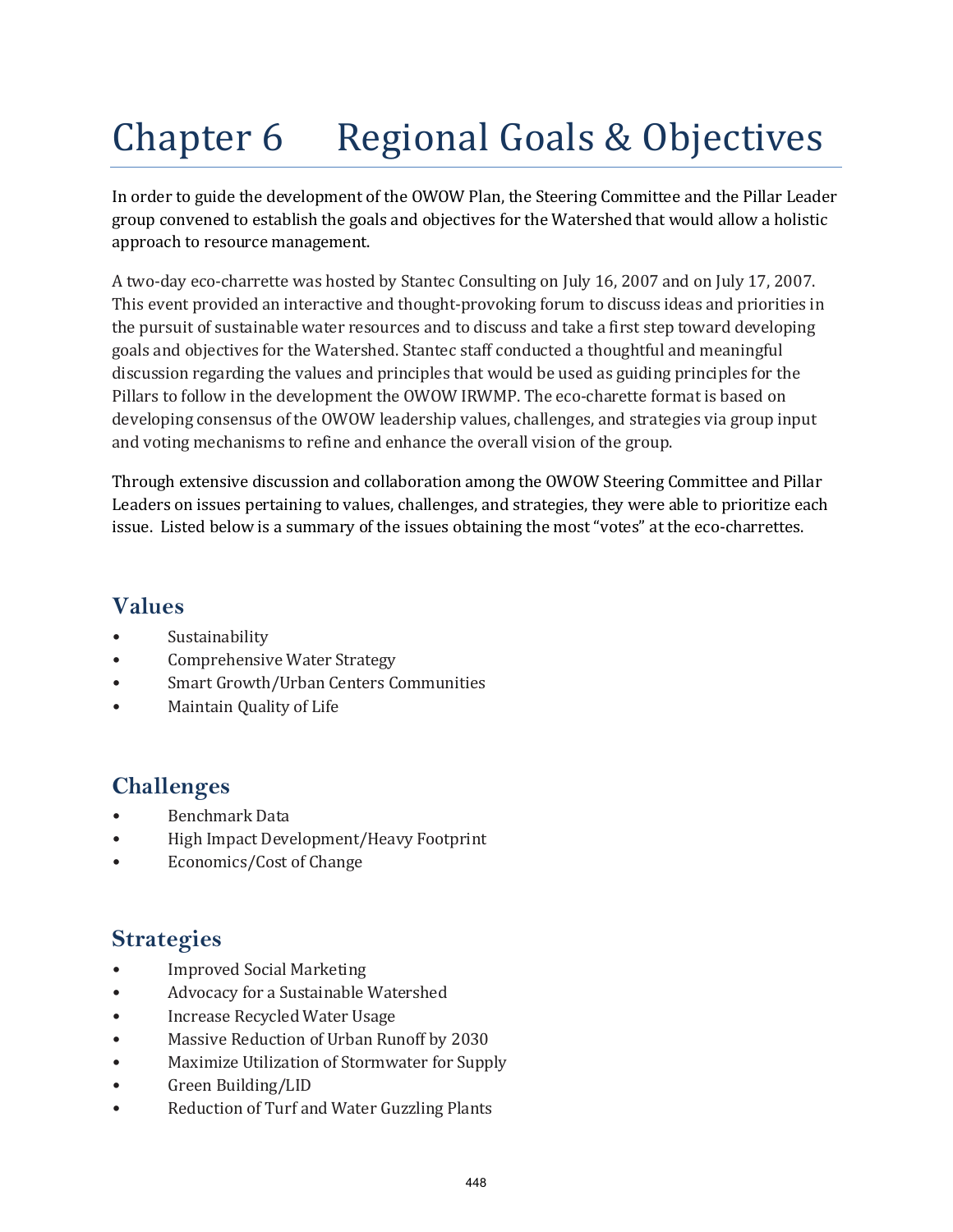# Chapter 6 Regional Goals & Objectives

In order to guide the development of the OWOW Plan, the Steering Committee and the Pillar Leader group convened to establish the goals and objectives for the Watershed that would allow a holistic approach to resource management.

A two-day eco-charrette was hosted by Stantec Consulting on July 16, 2007 and on July 17, 2007. This event provided an interactive and thought-provoking forum to discuss ideas and priorities in the pursuit of sustainable water resources and to discuss and take a first step toward developing goals and objectives for the Watershed. Stantec staff conducted a thoughtful and meaningful discussion regarding the values and principles that would be used as guiding principles for the Pillars to follow in the development the OWOW IRWMP. The eco-charette format is based on developing consensus of the OWOW leadership values, challenges, and strategies via group input and voting mechanisms to refine and enhance the overall vision of the group.

Through extensive discussion and collaboration among the OWOW Steering Committee and Pillar Leaders on issues pertaining to values, challenges, and strategies, they were able to prioritize each issue. Listed below is a summary of the issues obtaining the most "votes" at the eco-charrettes.

## Values

- Sustainability
- Comprehensive Water Strategy
- Smart Growth/Urban Centers Communities
- Maintain Quality of Life

## Challenges

- Benchmark Data
- High Impact Development/Heavy Footprint
- Economics/Cost of Change

## Strategies

- Improved Social Marketing
- Advocacy for a Sustainable Watershed
- Increase Recycled Water Usage
- Massive Reduction of Urban Runoff by 2030
- Maximize Utilization of Stormwater for Supply
- Green Building/LID
- Reduction of Turf and Water Guzzling Plants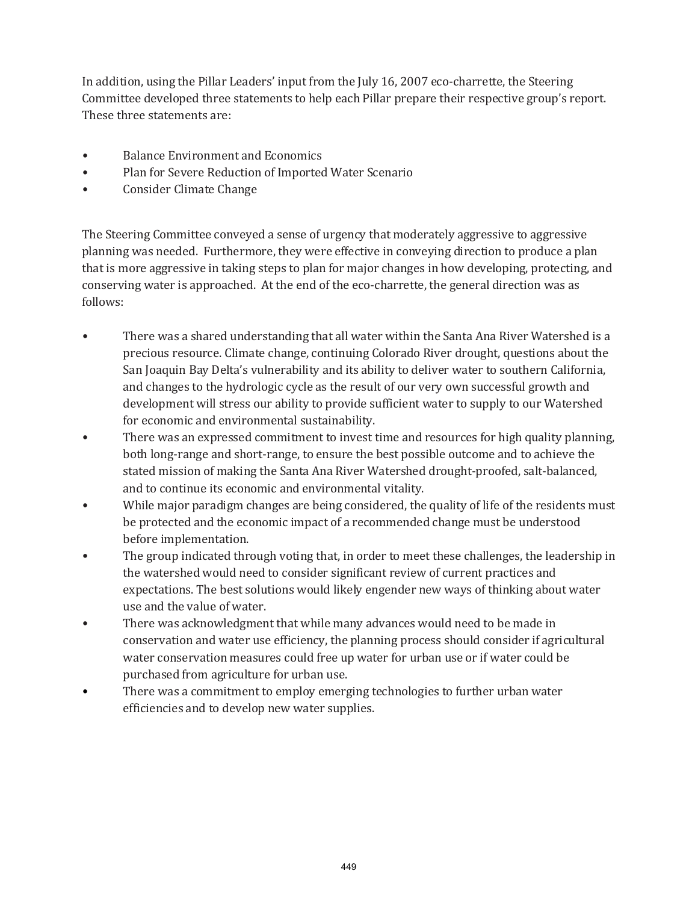In addition, using the Pillar Leaders' input from the July 16, 2007 eco-charrette, the Steering Committee developed three statements to help each Pillar prepare their respective group's report. These three statements are:

- Balance Environment and Economics
- Plan for Severe Reduction of Imported Water Scenario
- Consider Climate Change

The Steering Committee conveyed a sense of urgency that moderately aggressive to aggressive planning was needed. Furthermore, they were effective in conveying direction to produce a plan that is more aggressive in taking steps to plan for major changes in how developing, protecting, and conserving water is approached. At the end of the eco-charrette, the general direction was as follows:

- There was a shared understanding that all water within the Santa Ana River Watershed is a precious resource. Climate change, continuing Colorado River drought, questions about the San Joaquin Bay Delta's vulnerability and its ability to deliver water to southern California, and changes to the hydrologic cycle as the result of our very own successful growth and development will stress our ability to provide sufficient water to supply to our Watershed for economic and environmental sustainability.
- There was an expressed commitment to invest time and resources for high quality planning, both long-range and short-range, to ensure the best possible outcome and to achieve the stated mission of making the Santa Ana River Watershed drought-proofed, salt-balanced, and to continue its economic and environmental vitality.
- While major paradigm changes are being considered, the quality of life of the residents must be protected and the economic impact of a recommended change must be understood before implementation.
- The group indicated through voting that, in order to meet these challenges, the leadership in the watershed would need to consider significant review of current practices and expectations. The best solutions would likely engender new ways of thinking about water use and the value of water.
- There was acknowledgment that while many advances would need to be made in conservation and water use efficiency, the planning process should consider if agricultural water conservation measures could free up water for urban use or if water could be purchased from agriculture for urban use.
- There was a commitment to employ emerging technologies to further urban water efficiencies and to develop new water supplies.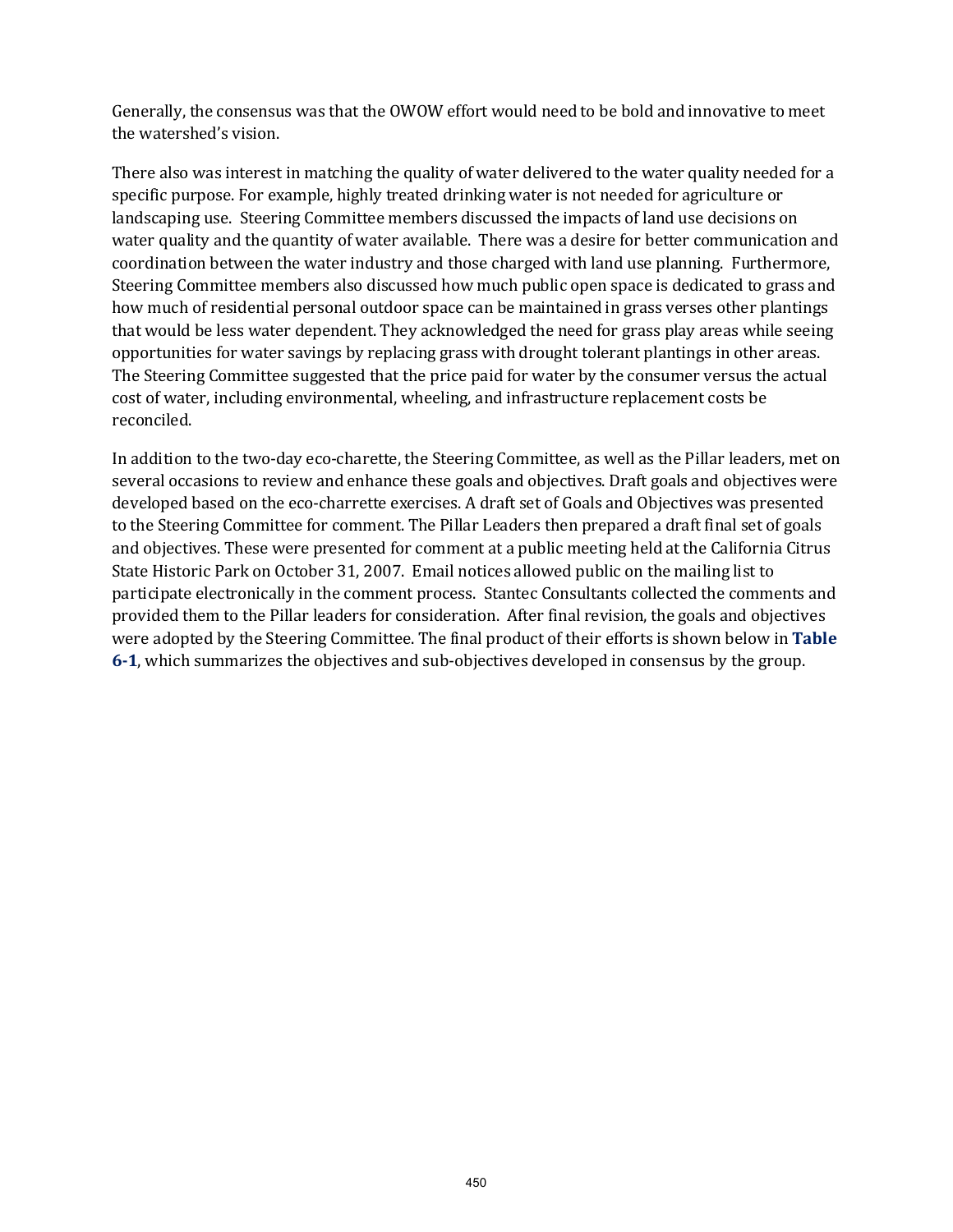Generally, the consensus was that the OWOW effort would need to be bold and innovative to meet the watershed's vision.

There also was interest in matching the quality of water delivered to the water quality needed for a specific purpose. For example, highly treated drinking water is not needed for agriculture or landscaping use. Steering Committee members discussed the impacts of land use decisions on water quality and the quantity of water available. There was a desire for better communication and coordination between the water industry and those charged with land use planning. Furthermore, Steering Committee members also discussed how much public open space is dedicated to grass and how much of residential personal outdoor space can be maintained in grass verses other plantings that would be less water dependent. They acknowledged the need for grass play areas while seeing opportunities for water savings by replacing grass with drought tolerant plantings in other areas. The Steering Committee suggested that the price paid for water by the consumer versus the actual cost of water, including environmental, wheeling, and infrastructure replacement costs be reconciled.

In addition to the two-day eco-charette, the Steering Committee, as well as the Pillar leaders, met on several occasions to review and enhance these goals and objectives. Draft goals and objectives were developed based on the eco-charrette exercises. A draft set of Goals and Objectives was presented to the Steering Committee for comment. The Pillar Leaders then prepared a draft final set of goals and objectives. These were presented for comment at a public meeting held at the California Citrus State Historic Park on October 31, 2007. Email notices allowed public on the mailing list to participate electronically in the comment process. Stantec Consultants collected the comments and provided them to the Pillar leaders for consideration. After final revision, the goals and objectives were adopted by the Steering Committee. The final product of their efforts is shown below in **Table 6-1**, which summarizes the objectives and sub-objectives developed in consensus by the group.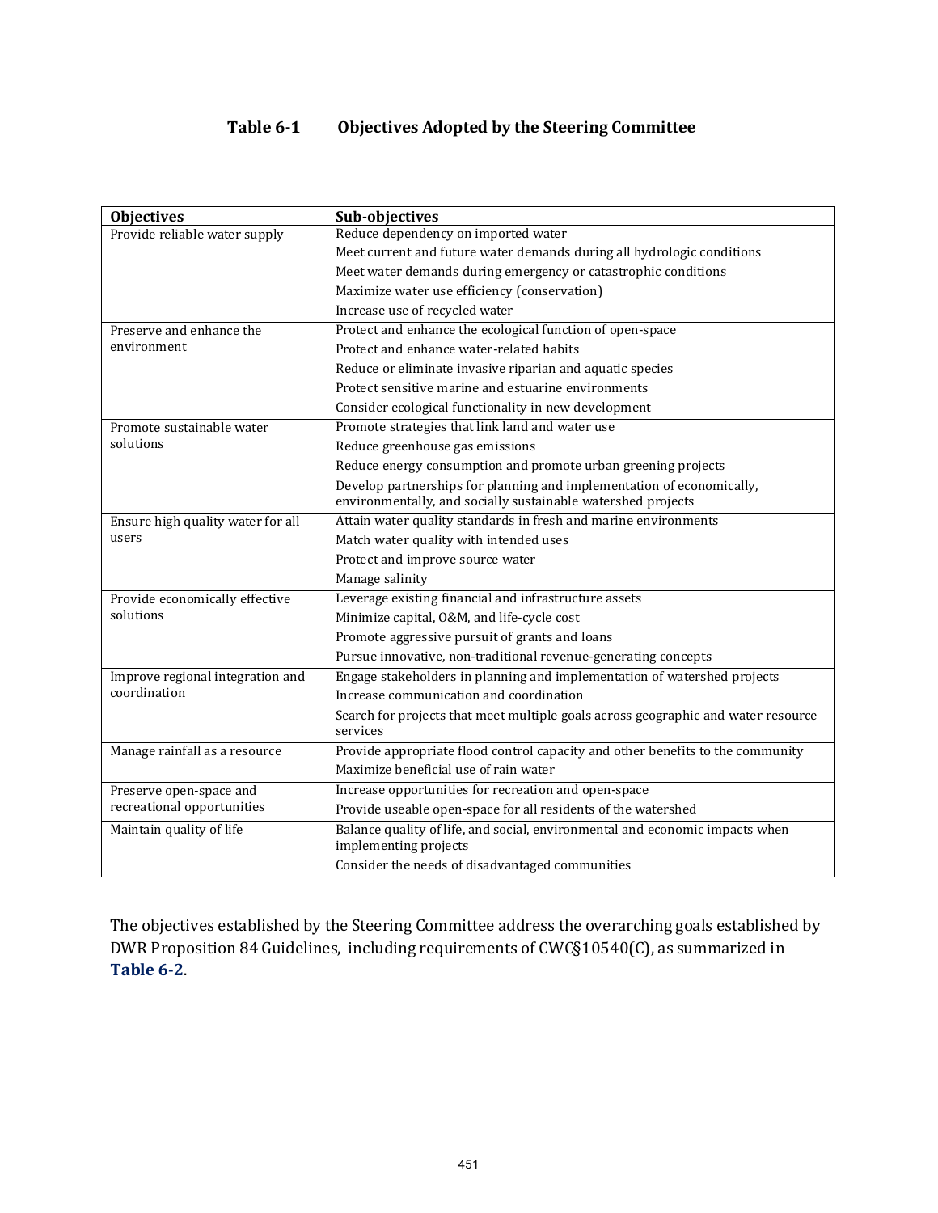**Table 6-1 Objectives Adopted by the Steering Committee**

| Objectives | Sub-objectives |
|---|---|
| Provide reliable water supply | Reduce dependency on imported water |
| | Meet current and future water demands during all hydrologic conditions |
| | Meet water demands during emergency or catastrophic conditions |
| | Maximize water use efficiency (conservation) |
| | Increase use of recycled water |
| Preserve and enhance the environment | Protect and enhance the ecological function of open-space |
| | Protect and enhance water-related habits |
| | Reduce or eliminate invasive riparian and aquatic species |
| | Protect sensitive marine and estuarine environments |
| | Consider ecological functionality in new development |
| Promote sustainable water solutions | Promote strategies that link land and water use |
| | Reduce greenhouse gas emissions |
| | Reduce energy consumption and promote urban greening projects |
| | Develop partnerships for planning and implementation of economically, environmentally, and socially sustainable watershed projects |
| Ensure high quality water for all users | Attain water quality standards in fresh and marine environments |
| | Match water quality with intended uses |
| | Protect and improve source water |
| | Manage salinity |
| Provide economically effective solutions | Leverage existing financial and infrastructure assets |
| | Minimize capital, O&M, and life-cycle cost |
| | Promote aggressive pursuit of grants and loans |
| | Pursue innovative, non-traditional revenue-generating concepts |
| Improve regional integration and coordination | Engage stakeholders in planning and implementation of watershed projects |
| | Increase communication and coordination |
| | Search for projects that meet multiple goals across geographic and water resource services |
| Manage rainfall as a resource | Provide appropriate flood control capacity and other benefits to the community |
| | Maximize beneficial use of rain water |
| Preserve open-space and recreational opportunities | Increase opportunities for recreation and open-space |
| | Provide useable open-space for all residents of the watershed |
| Maintain quality of life | Balance quality of life, and social, environmental and economic impacts when implementing projects |
| | Consider the needs of disadvantaged communities |

The objectives established by the Steering Committee address the overarching goals established by DWR Proposition 84 Guidelines, including requirements of CWC§10540(C), as summarized in **Table 6-2**.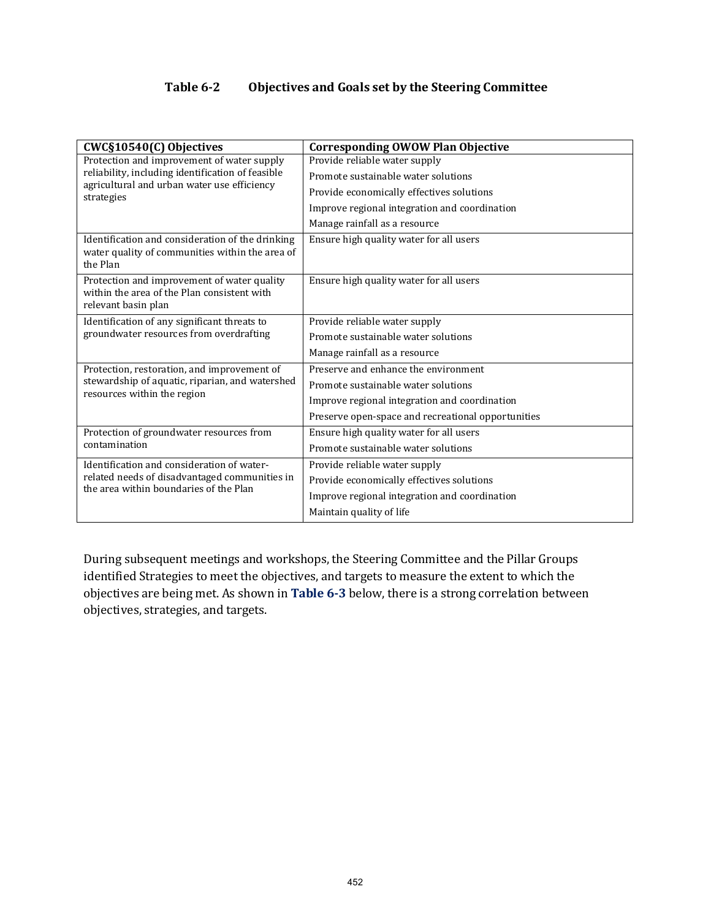**Table 6-2 Objectives and Goals set by the Steering Committee**

| CWC§10540(C) Objectives | Corresponding OWOW Plan Objective |
|---|---|
| Protection and improvement of water supply reliability, including identification of feasible agricultural and urban water use efficiency strategies | Provide reliable water supply<br>Promote sustainable water solutions<br>Provide economically effectives solutions<br>Improve regional integration and coordination<br>Manage rainfall as a resource |
| Identification and consideration of the drinking water quality of communities within the area of the Plan | Ensure high quality water for all users |
| Protection and improvement of water quality within the area of the Plan consistent with relevant basin plan | Ensure high quality water for all users |
| Identification of any significant threats to groundwater resources from overdrafting | Provide reliable water supply<br>Promote sustainable water solutions<br>Manage rainfall as a resource |
| Protection, restoration, and improvement of stewardship of aquatic, riparian, and watershed resources within the region | Preserve and enhance the environment<br>Promote sustainable water solutions<br>Improve regional integration and coordination<br>Preserve open-space and recreational opportunities |
| Protection of groundwater resources from contamination | Ensure high quality water for all users<br>Promote sustainable water solutions |
| Identification and consideration of water-related needs of disadvantaged communities in the area within boundaries of the Plan | Provide reliable water supply<br>Provide economically effectives solutions<br>Improve regional integration and coordination<br>Maintain quality of life |

During subsequent meetings and workshops, the Steering Committee and the Pillar Groups identified Strategies to meet the objectives, and targets to measure the extent to which the objectives are being met. As shown in **Table 6-3** below, there is a strong correlation between objectives, strategies, and targets.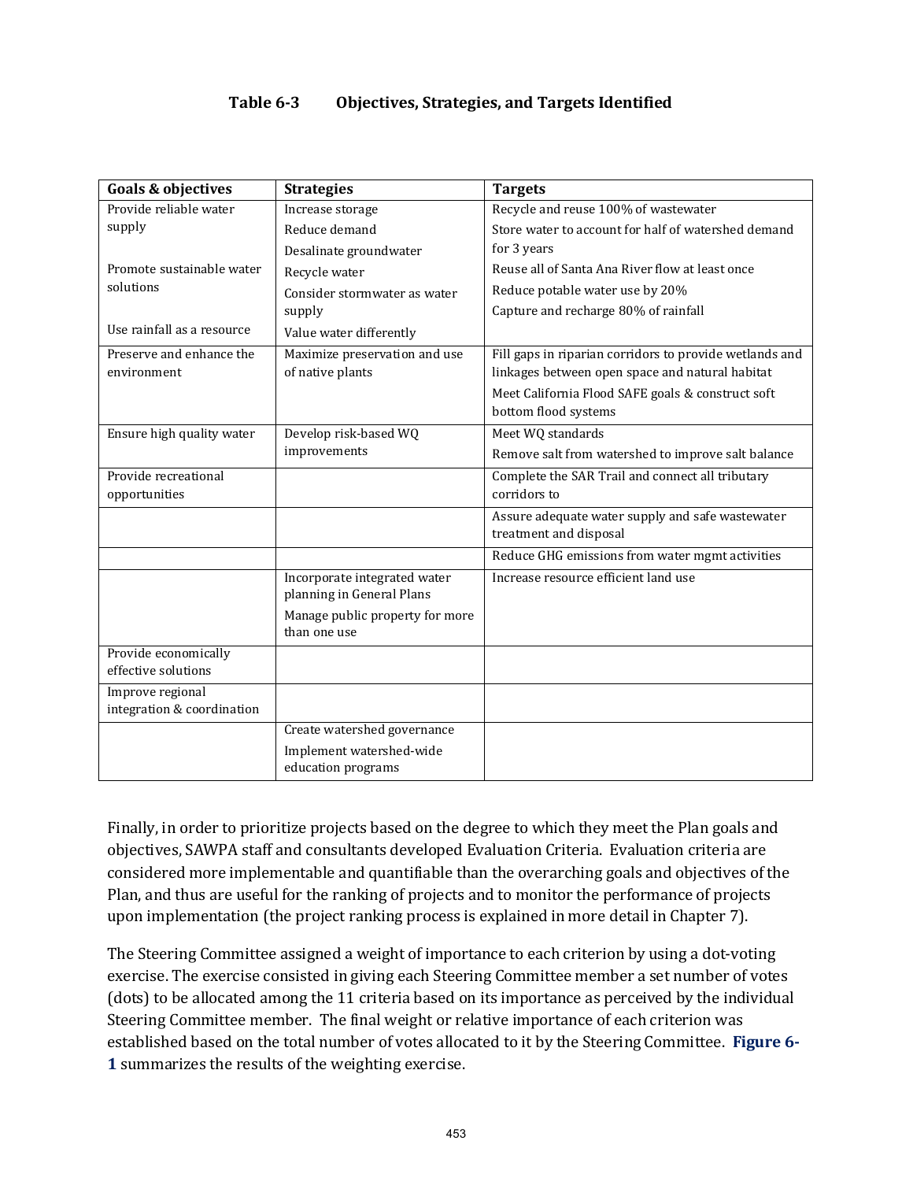**Table 6-3 Objectives, Strategies, and Targets Identified**

| Goals & objectives | Strategies | Targets |
|---|---|---|
| Provide reliable water supply<br><br>Promote sustainable water solutions<br><br>Use rainfall as a resource | Increase storage<br>Reduce demand<br>Desalinate groundwater<br>Recycle water<br>Consider stormwater as water supply<br>Value water differently | Recycle and reuse 100% of wastewater<br>Store water to account for half of watershed demand for 3 years<br>Reuse all of Santa Ana River flow at least once<br>Reduce potable water use by 20%<br>Capture and recharge 80% of rainfall |
| Preserve and enhance the environment | Maximize preservation and use of native plants | Fill gaps in riparian corridors to provide wetlands and linkages between open space and natural habitat<br>Meet California Flood SAFE goals & construct soft bottom flood systems |
| Ensure high quality water | Develop risk-based WQ improvements | Meet WQ standards<br>Remove salt from watershed to improve salt balance |
| Provide recreational opportunities | | Complete the SAR Trail and connect all tributary corridors to |
| | | Assure adequate water supply and safe wastewater treatment and disposal |
| | | Reduce GHG emissions from water mgmt activities |
| | Incorporate integrated water planning in General Plans<br>Manage public property for more than one use | Increase resource efficient land use |
| Provide economically effective solutions | | |
| Improve regional integration & coordination | | |
| | Create watershed governance<br>Implement watershed-wide education programs | |

Finally, in order to prioritize projects based on the degree to which they meet the Plan goals and objectives, SAWPA staff and consultants developed Evaluation Criteria. Evaluation criteria are considered more implementable and quantifiable than the overarching goals and objectives of the Plan, and thus are useful for the ranking of projects and to monitor the performance of projects upon implementation (the project ranking process is explained in more detail in Chapter 7).

The Steering Committee assigned a weight of importance to each criterion by using a dot-voting exercise. The exercise consisted in giving each Steering Committee member a set number of votes (dots) to be allocated among the 11 criteria based on its importance as perceived by the individual Steering Committee member. The final weight or relative importance of each criterion was established based on the total number of votes allocated to it by the Steering Committee. **Figure 6-1** summarizes the results of the weighting exercise.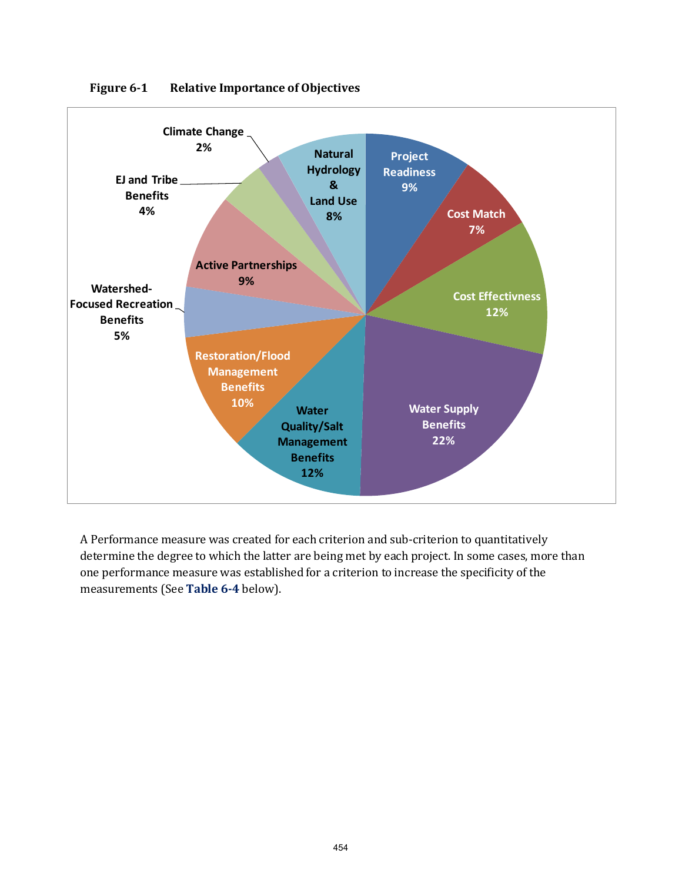**Figure 6-1 Relative Importance of Objectives**

| Objective | Relative Importance |
| --- | --- |
| Project Readiness | 9% |
| Cost Match | 7% |
| Cost Effectivness | 12% |
| Water Supply Benefits | 22% |
| Water Quality/Salt Management Benefits | 12% |
| Restoration/Flood Management Benefits | 10% |
| Watershed-Focused Recreation Benefits | 5% |
| Active Partnerships | 9% |
| EJ and Tribe Benefits | 4% |
| Climate Change | 2% |
| Natural Hydrology & Land Use | 8% |

A Performance measure was created for each criterion and sub-criterion to quantitatively determine the degree to which the latter are being met by each project. In some cases, more than one performance measure was established for a criterion to increase the specificity of the measurements (See **Table 6-4** below).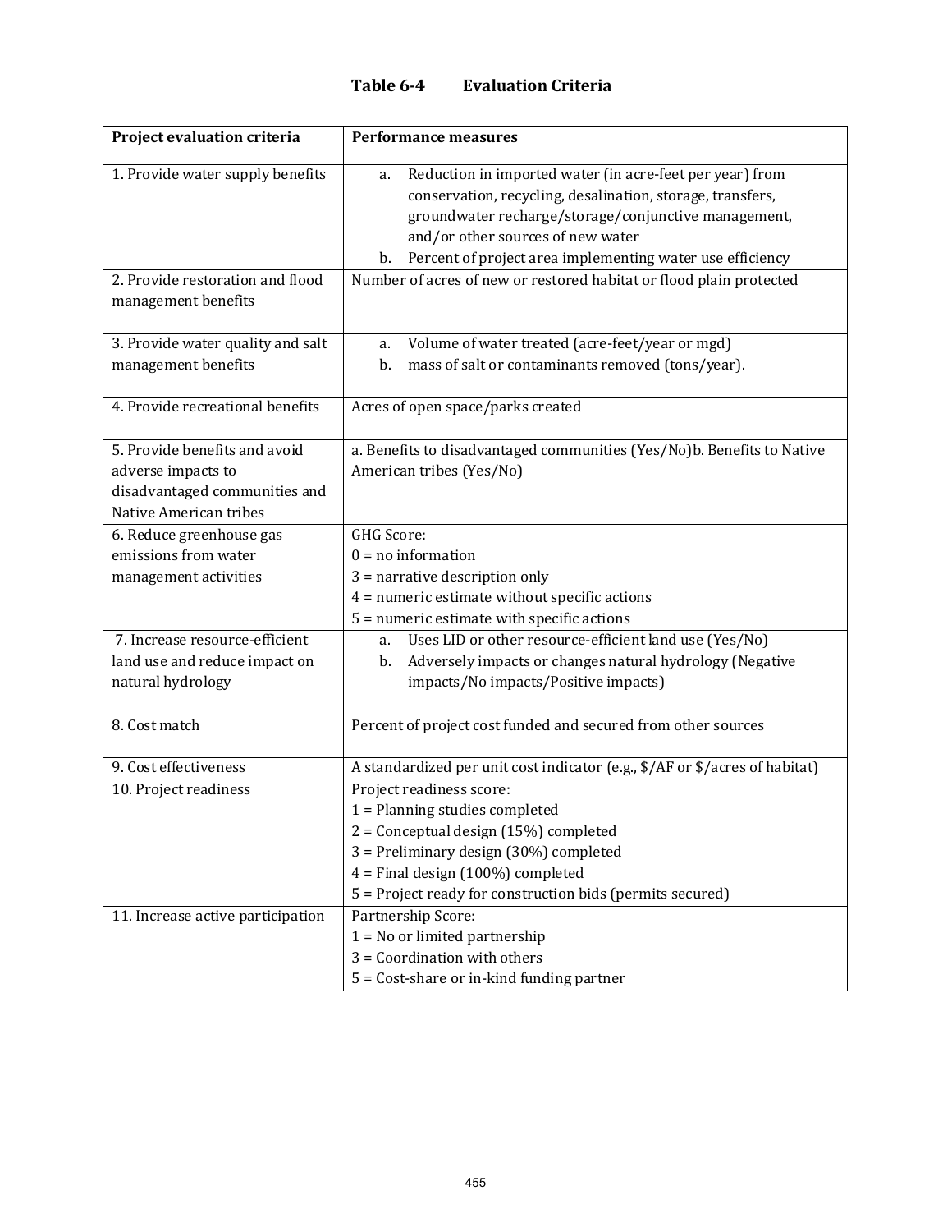**Table 6-4 Evaluation Criteria**

| Project evaluation criteria | Performance measures |
|---|---|
| 1. Provide water supply benefits | a. Reduction in imported water (in acre-feet per year) from conservation, recycling, desalination, storage, transfers, groundwater recharge/storage/conjunctive management, and/or other sources of new water<br>b. Percent of project area implementing water use efficiency |
| 2. Provide restoration and flood management benefits | Number of acres of new or restored habitat or flood plain protected |
| 3. Provide water quality and salt management benefits | a. Volume of water treated (acre-feet/year or mgd)<br>b. mass of salt or contaminants removed (tons/year). |
| 4. Provide recreational benefits | Acres of open space/parks created |
| 5. Provide benefits and avoid adverse impacts to disadvantaged communities and Native American tribes | a. Benefits to disadvantaged communities (Yes/No)b. Benefits to Native American tribes (Yes/No) |
| 6. Reduce greenhouse gas emissions from water management activities | GHG Score:<br>0 = no information<br>3 = narrative description only<br>4 = numeric estimate without specific actions<br>5 = numeric estimate with specific actions |
| 7. Increase resource-efficient land use and reduce impact on natural hydrology | a. Uses LID or other resource-efficient land use (Yes/No)<br>b. Adversely impacts or changes natural hydrology (Negative impacts/No impacts/Positive impacts) |
| 8. Cost match | Percent of project cost funded and secured from other sources |
| 9. Cost effectiveness | A standardized per unit cost indicator (e.g., $/AF or $/acres of habitat) |
| 10. Project readiness | Project readiness score:<br>1 = Planning studies completed<br>2 = Conceptual design (15%) completed<br>3 = Preliminary design (30%) completed<br>4 = Final design (100%) completed<br>5 = Project ready for construction bids (permits secured) |
| 11. Increase active participation | Partnership Score:<br>1 = No or limited partnership<br>3 = Coordination with others<br>5 = Cost-share or in-kind funding partner |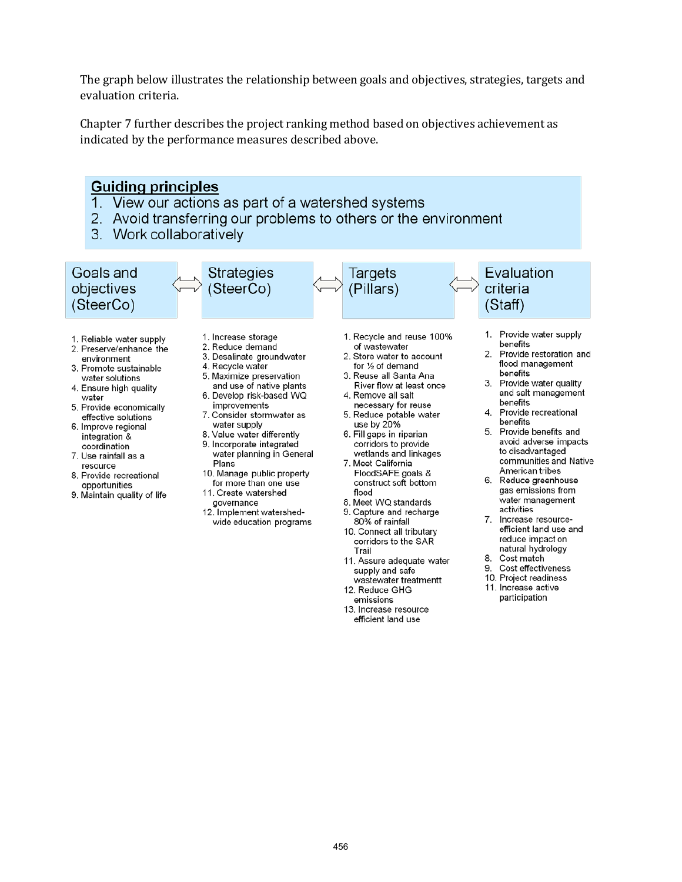The graph below illustrates the relationship between goals and objectives, strategies, targets and evaluation criteria.

Chapter 7 further describes the project ranking method based on objectives achievement as indicated by the performance measures described above.

**Guiding principles**

1. View our actions as part of a watershed systems
2. Avoid transferring our problems to others or the environment
3. Work collaboratively

Goals and objectives (SteerCo) ⇔ Strategies (SteerCo) ⇔ Targets (Pillars) ⇔ Evaluation criteria (Staff)

**Goals and objectives (SteerCo)**

1. Reliable water supply
2. Preserve/enhance the environment
3. Promote sustainable water solutions
4. Ensure high quality water
5. Provide economically effective solutions
6. Improve regional integration & coordination
7. Use rainfall as a resource
8. Provide recreational opportunities
9. Maintain quality of life

**Strategies (SteerCo)**

1. Increase storage
2. Reduce demand
3. Desalinate groundwater
4. Recycle water
5. Maximize preservation and use of native plants
6. Develop risk-based WQ improvements
7. Consider stormwater as water supply
8. Value water differently
9. Incorporate integrated water planning in General Plans
10. Manage public property for more than one use
11. Create watershed governance
12. Implement watershed-wide education programs

**Targets (Pillars)**

1. Recycle and reuse 100% of wastewater
2. Store water to account for ½ of demand
3. Reuse all Santa Ana River flow at least once
4. Remove all salt necessary for reuse
5. Reduce potable water use by 20%
6. Fill gaps in riparian corridors to provide wetlands and linkages
7. Meet California FloodSAFE goals & construct soft bottom flood
8. Meet WQ standards
9. Capture and recharge 80% of rainfall
10. Connect all tributary corridors to the SAR Trail
11. Assure adequate water supply and safe wastewater treatmentt
12. Reduce GHG emissions
13. Increase resource efficient land use

**Evaluation criteria (Staff)**

1. Provide water supply benefits
2. Provide restoration and flood management benefits
3. Provide water quality and salt management benefits
4. Provide recreational benefits
5. Provide benefits and avoid adverse impacts to disadvantaged communities and Native American tribes
6. Reduce greenhouse gas emissions from water management activities
7. Increase resource-efficient land use and reduce impact on natural hydrology
8. Cost match
9. Cost effectiveness
10. Project readiness
11. Increase active participation